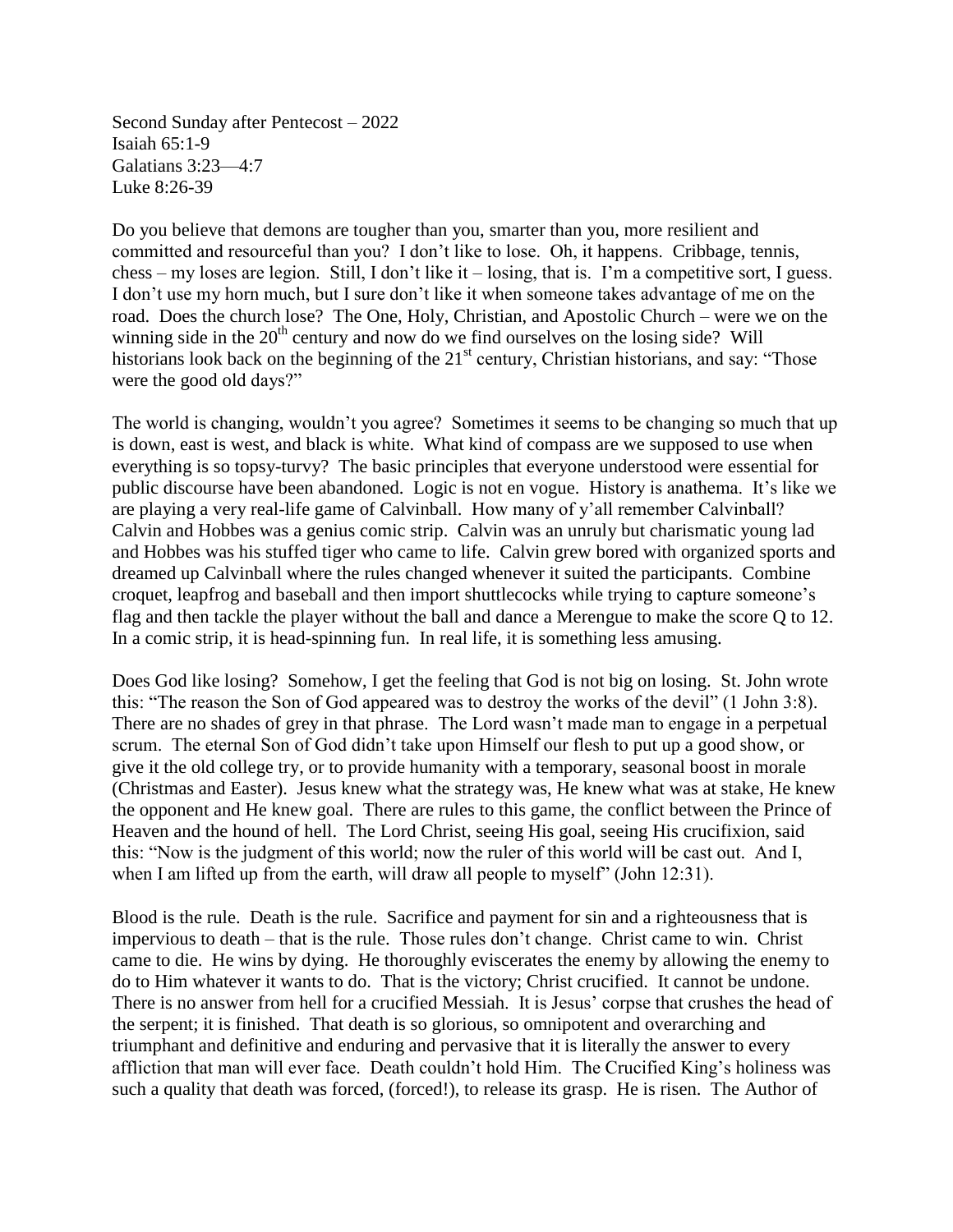Second Sunday after Pentecost – 2022
Isaiah 65:1-9
Galatians 3:23—4:7
Luke 8:26-39

Do you believe that demons are tougher than you, smarter than you, more resilient and committed and resourceful than you? I don't like to lose. Oh, it happens. Cribbage, tennis, chess – my loses are legion. Still, I don't like it – losing, that is. I'm a competitive sort, I guess. I don't use my horn much, but I sure don't like it when someone takes advantage of me on the road. Does the church lose? The One, Holy, Christian, and Apostolic Church – were we on the winning side in the 20th century and now do we find ourselves on the losing side? Will historians look back on the beginning of the 21st century, Christian historians, and say: "Those were the good old days?"

The world is changing, wouldn't you agree? Sometimes it seems to be changing so much that up is down, east is west, and black is white. What kind of compass are we supposed to use when everything is so topsy-turvy? The basic principles that everyone understood were essential for public discourse have been abandoned. Logic is not en vogue. History is anathema. It's like we are playing a very real-life game of Calvinball. How many of y'all remember Calvinball? Calvin and Hobbes was a genius comic strip. Calvin was an unruly but charismatic young lad and Hobbes was his stuffed tiger who came to life. Calvin grew bored with organized sports and dreamed up Calvinball where the rules changed whenever it suited the participants. Combine croquet, leapfrog and baseball and then import shuttlecocks while trying to capture someone's flag and then tackle the player without the ball and dance a Merengue to make the score Q to 12. In a comic strip, it is head-spinning fun. In real life, it is something less amusing.

Does God like losing? Somehow, I get the feeling that God is not big on losing. St. John wrote this: "The reason the Son of God appeared was to destroy the works of the devil" (1 John 3:8). There are no shades of grey in that phrase. The Lord wasn't made man to engage in a perpetual scrum. The eternal Son of God didn't take upon Himself our flesh to put up a good show, or give it the old college try, or to provide humanity with a temporary, seasonal boost in morale (Christmas and Easter). Jesus knew what the strategy was, He knew what was at stake, He knew the opponent and He knew goal. There are rules to this game, the conflict between the Prince of Heaven and the hound of hell. The Lord Christ, seeing His goal, seeing His crucifixion, said this: "Now is the judgment of this world; now the ruler of this world will be cast out. And I, when I am lifted up from the earth, will draw all people to myself" (John 12:31).

Blood is the rule. Death is the rule. Sacrifice and payment for sin and a righteousness that is impervious to death – that is the rule. Those rules don't change. Christ came to win. Christ came to die. He wins by dying. He thoroughly eviscerates the enemy by allowing the enemy to do to Him whatever it wants to do. That is the victory; Christ crucified. It cannot be undone. There is no answer from hell for a crucified Messiah. It is Jesus' corpse that crushes the head of the serpent; it is finished. That death is so glorious, so omnipotent and overarching and triumphant and definitive and enduring and pervasive that it is literally the answer to every affliction that man will ever face. Death couldn't hold Him. The Crucified King's holiness was such a quality that death was forced, (forced!), to release its grasp. He is risen. The Author of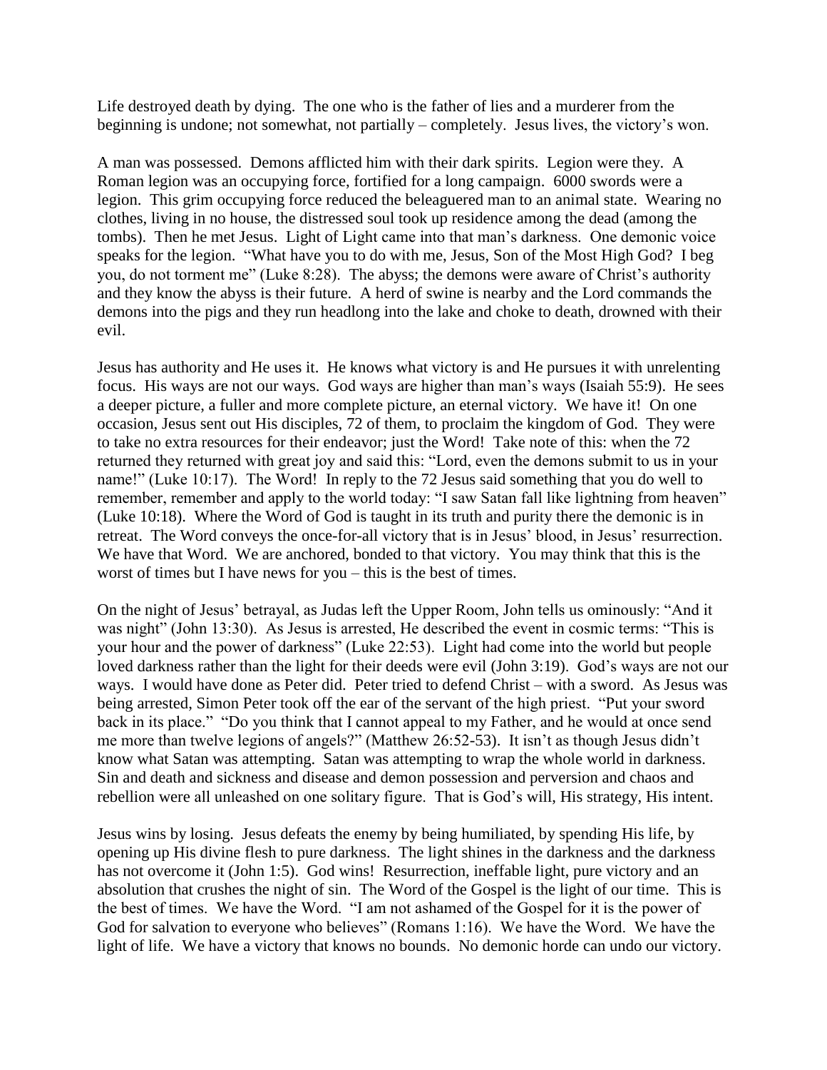Life destroyed death by dying. The one who is the father of lies and a murderer from the beginning is undone; not somewhat, not partially – completely. Jesus lives, the victory's won.

A man was possessed. Demons afflicted him with their dark spirits. Legion were they. A Roman legion was an occupying force, fortified for a long campaign. 6000 swords were a legion. This grim occupying force reduced the beleaguered man to an animal state. Wearing no clothes, living in no house, the distressed soul took up residence among the dead (among the tombs). Then he met Jesus. Light of Light came into that man's darkness. One demonic voice speaks for the legion. "What have you to do with me, Jesus, Son of the Most High God? I beg you, do not torment me" (Luke 8:28). The abyss; the demons were aware of Christ's authority and they know the abyss is their future. A herd of swine is nearby and the Lord commands the demons into the pigs and they run headlong into the lake and choke to death, drowned with their evil.

Jesus has authority and He uses it. He knows what victory is and He pursues it with unrelenting focus. His ways are not our ways. God ways are higher than man's ways (Isaiah 55:9). He sees a deeper picture, a fuller and more complete picture, an eternal victory. We have it! On one occasion, Jesus sent out His disciples, 72 of them, to proclaim the kingdom of God. They were to take no extra resources for their endeavor; just the Word! Take note of this: when the 72 returned they returned with great joy and said this: "Lord, even the demons submit to us in your name!" (Luke 10:17). The Word! In reply to the 72 Jesus said something that you do well to remember, remember and apply to the world today: "I saw Satan fall like lightning from heaven" (Luke 10:18). Where the Word of God is taught in its truth and purity there the demonic is in retreat. The Word conveys the once-for-all victory that is in Jesus' blood, in Jesus' resurrection. We have that Word. We are anchored, bonded to that victory. You may think that this is the worst of times but I have news for you – this is the best of times.

On the night of Jesus' betrayal, as Judas left the Upper Room, John tells us ominously: "And it was night" (John 13:30). As Jesus is arrested, He described the event in cosmic terms: "This is your hour and the power of darkness" (Luke 22:53). Light had come into the world but people loved darkness rather than the light for their deeds were evil (John 3:19). God's ways are not our ways. I would have done as Peter did. Peter tried to defend Christ – with a sword. As Jesus was being arrested, Simon Peter took off the ear of the servant of the high priest. "Put your sword back in its place." "Do you think that I cannot appeal to my Father, and he would at once send me more than twelve legions of angels?" (Matthew 26:52-53). It isn't as though Jesus didn't know what Satan was attempting. Satan was attempting to wrap the whole world in darkness. Sin and death and sickness and disease and demon possession and perversion and chaos and rebellion were all unleashed on one solitary figure. That is God's will, His strategy, His intent.

Jesus wins by losing. Jesus defeats the enemy by being humiliated, by spending His life, by opening up His divine flesh to pure darkness. The light shines in the darkness and the darkness has not overcome it (John 1:5). God wins! Resurrection, ineffable light, pure victory and an absolution that crushes the night of sin. The Word of the Gospel is the light of our time. This is the best of times. We have the Word. "I am not ashamed of the Gospel for it is the power of God for salvation to everyone who believes" (Romans 1:16). We have the Word. We have the light of life. We have a victory that knows no bounds. No demonic horde can undo our victory.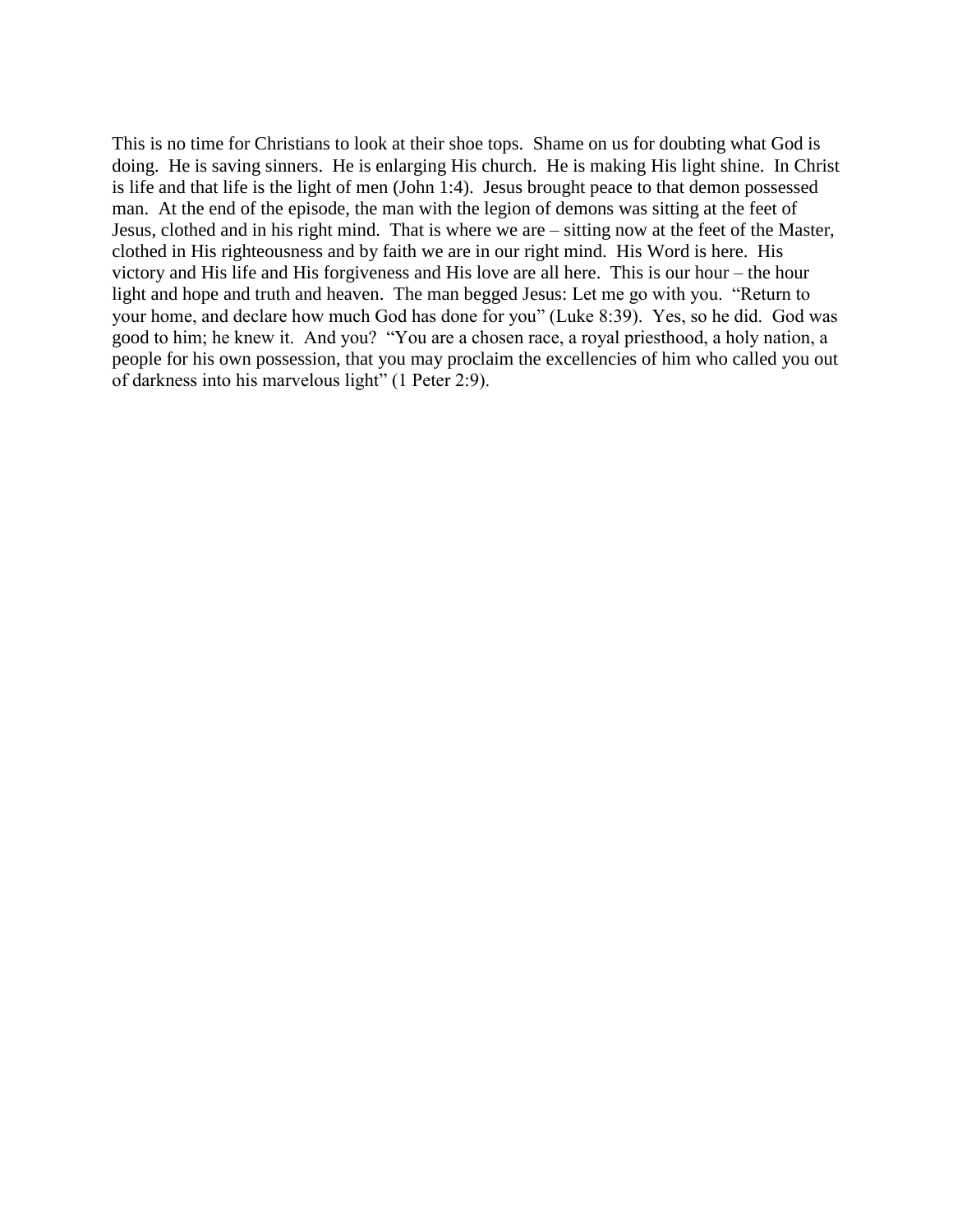This is no time for Christians to look at their shoe tops. Shame on us for doubting what God is doing. He is saving sinners. He is enlarging His church. He is making His light shine. In Christ is life and that life is the light of men (John 1:4). Jesus brought peace to that demon possessed man. At the end of the episode, the man with the legion of demons was sitting at the feet of Jesus, clothed and in his right mind. That is where we are – sitting now at the feet of the Master, clothed in His righteousness and by faith we are in our right mind. His Word is here. His victory and His life and His forgiveness and His love are all here. This is our hour – the hour light and hope and truth and heaven. The man begged Jesus: Let me go with you. "Return to your home, and declare how much God has done for you" (Luke 8:39). Yes, so he did. God was good to him; he knew it. And you? "You are a chosen race, a royal priesthood, a holy nation, a people for his own possession, that you may proclaim the excellencies of him who called you out of darkness into his marvelous light" (1 Peter 2:9).